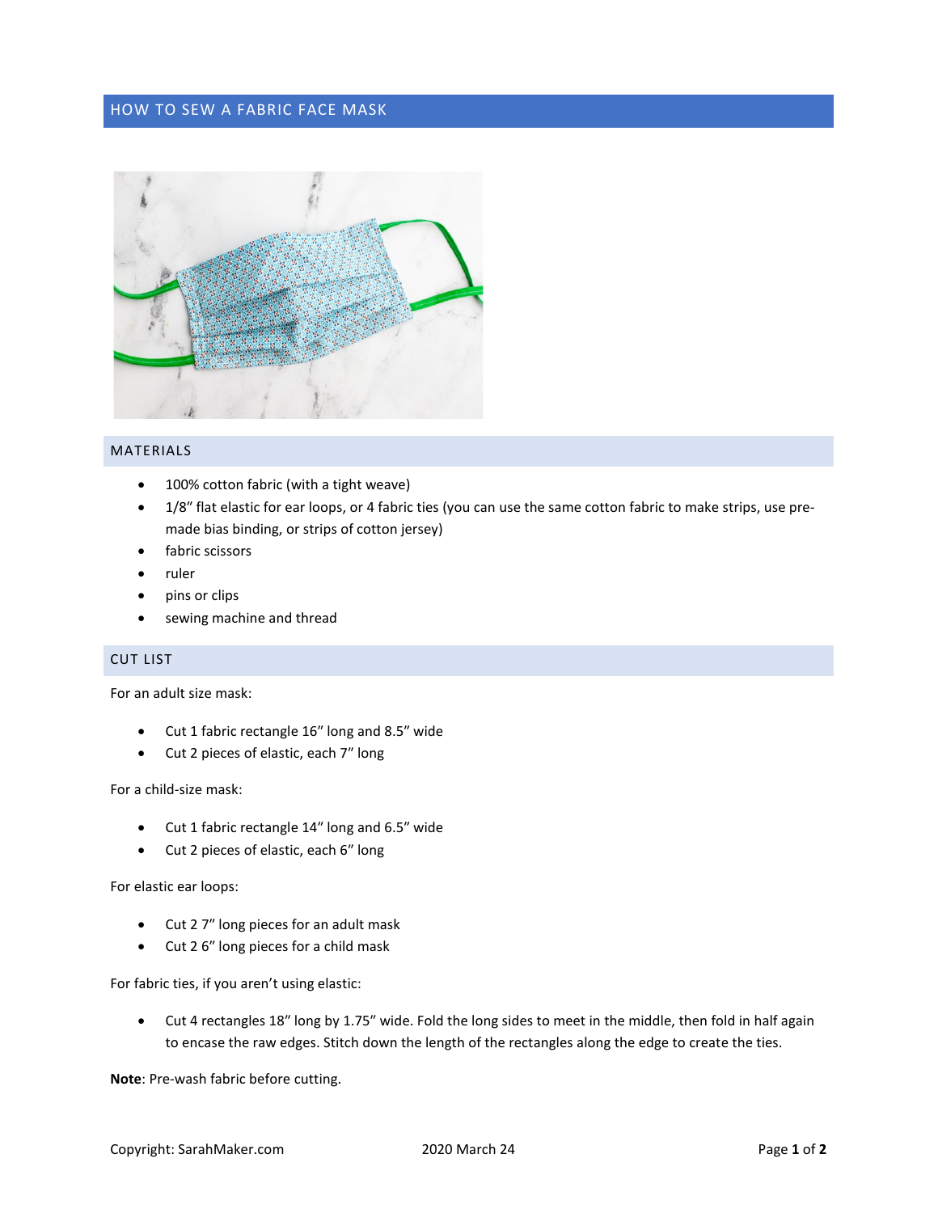# HOW TO SEW A FABRIC FACE MASK

## MATERIALS

- 100% cotton fabric (with a tight weave)
- 1/8″ flat elastic for ear loops, or 4 fabric ties (you can use the same cotton fabric to make strips, use pre-made bias binding, or strips of cotton jersey)
- fabric scissors
- ruler
- pins or clips
- sewing machine and thread

## CUT LIST

For an adult size mask:

- Cut 1 fabric rectangle 16″ long and 8.5″ wide
- Cut 2 pieces of elastic, each 7″ long

For a child-size mask:

- Cut 1 fabric rectangle 14″ long and 6.5″ wide
- Cut 2 pieces of elastic, each 6″ long

For elastic ear loops:

- Cut 2 7″ long pieces for an adult mask
- Cut 2 6″ long pieces for a child mask

For fabric ties, if you aren't using elastic:

- Cut 4 rectangles 18″ long by 1.75″ wide. Fold the long sides to meet in the middle, then fold in half again to encase the raw edges. Stitch down the length of the rectangles along the edge to create the ties.

**Note**: Pre-wash fabric before cutting.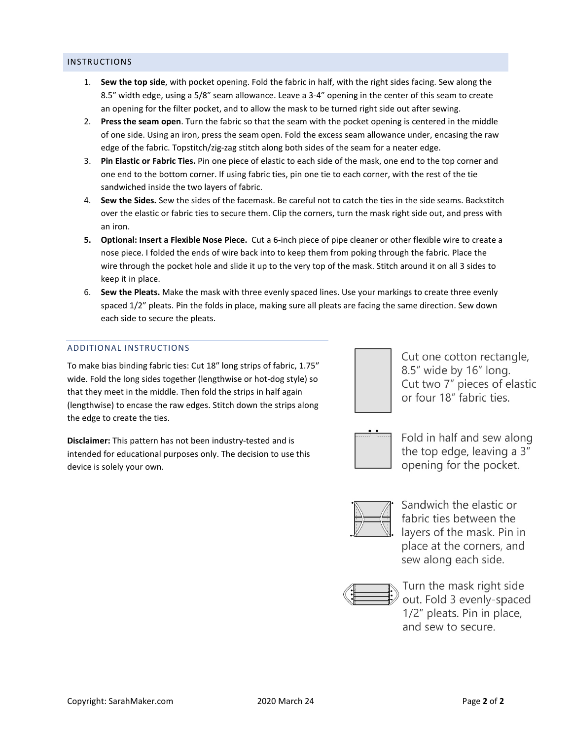## INSTRUCTIONS

1. **Sew the top side**, with pocket opening. Fold the fabric in half, with the right sides facing. Sew along the 8.5" width edge, using a 5/8" seam allowance. Leave a 3-4" opening in the center of this seam to create an opening for the filter pocket, and to allow the mask to be turned right side out after sewing.
2. **Press the seam open**. Turn the fabric so that the seam with the pocket opening is centered in the middle of one side. Using an iron, press the seam open. Fold the excess seam allowance under, encasing the raw edge of the fabric. Topstitch/zig-zag stitch along both sides of the seam for a neater edge.
3. **Pin Elastic or Fabric Ties.** Pin one piece of elastic to each side of the mask, one end to the top corner and one end to the bottom corner. If using fabric ties, pin one tie to each corner, with the rest of the tie sandwiched inside the two layers of fabric.
4. **Sew the Sides.** Sew the sides of the facemask. Be careful not to catch the ties in the side seams. Backstitch over the elastic or fabric ties to secure them. Clip the corners, turn the mask right side out, and press with an iron.
5. **Optional: Insert a Flexible Nose Piece.** Cut a 6-inch piece of pipe cleaner or other flexible wire to create a nose piece. I folded the ends of wire back into to keep them from poking through the fabric. Place the wire through the pocket hole and slide it up to the very top of the mask. Stitch around it on all 3 sides to keep it in place.
6. **Sew the Pleats.** Make the mask with three evenly spaced lines. Use your markings to create three evenly spaced 1/2" pleats. Pin the folds in place, making sure all pleats are facing the same direction. Sew down each side to secure the pleats.

## ADDITIONAL INSTRUCTIONS

To make bias binding fabric ties: Cut 18" long strips of fabric, 1.75" wide. Fold the long sides together (lengthwise or hot-dog style) so that they meet in the middle. Then fold the strips in half again (lengthwise) to encase the raw edges. Stitch down the strips along the edge to create the ties.

**Disclaimer:** This pattern has not been industry-tested and is intended for educational purposes only. The decision to use this device is solely your own.

Cut one cotton rectangle, 8.5" wide by 16" long. Cut two 7" pieces of elastic or four 18" fabric ties.

Fold in half and sew along the top edge, leaving a 3" opening for the pocket.

Sandwich the elastic or fabric ties between the layers of the mask. Pin in place at the corners, and sew along each side.

Turn the mask right side out. Fold 3 evenly-spaced 1/2" pleats. Pin in place, and sew to secure.

Copyright: SarahMaker.com 2020 March 24